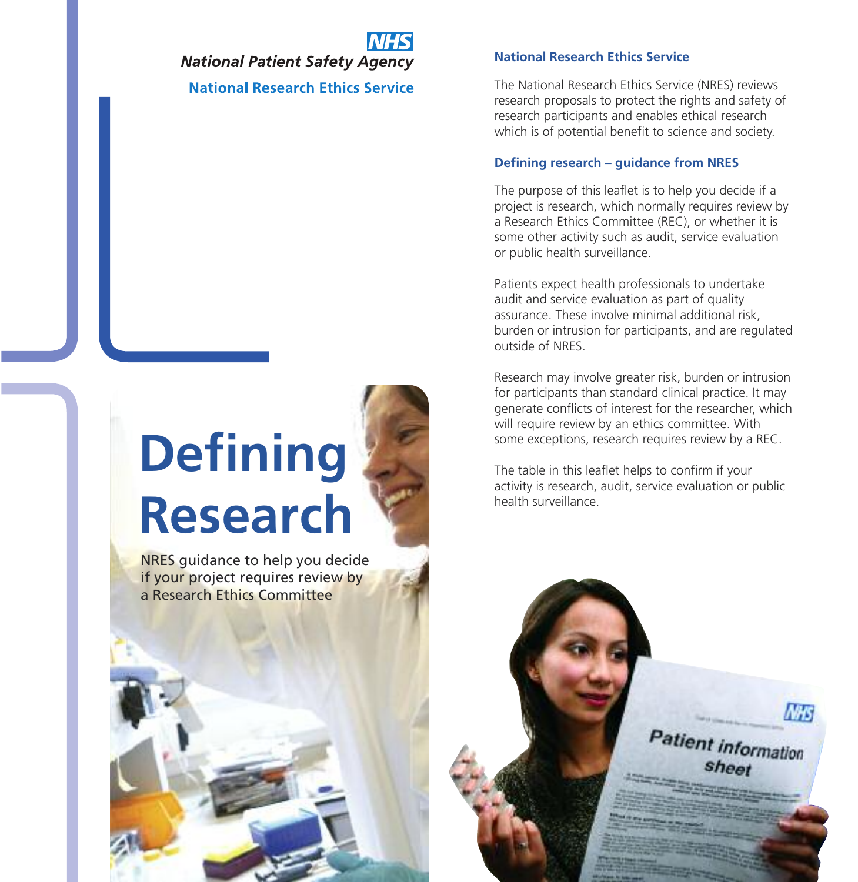NHS
*National Patient Safety Agency*
**National Research Ethics Service**

# Defining Research

NRES guidance to help you decide if your project requires review by a Research Ethics Committee

### National Research Ethics Service

The National Research Ethics Service (NRES) reviews research proposals to protect the rights and safety of research participants and enables ethical research which is of potential benefit to science and society.

### Defining research – guidance from NRES

The purpose of this leaflet is to help you decide if a project is research, which normally requires review by a Research Ethics Committee (REC), or whether it is some other activity such as audit, service evaluation or public health surveillance.

Patients expect health professionals to undertake audit and service evaluation as part of quality assurance. These involve minimal additional risk, burden or intrusion for participants, and are regulated outside of NRES.

Research may involve greater risk, burden or intrusion for participants than standard clinical practice. It may generate conflicts of interest for the researcher, which will require review by an ethics committee. With some exceptions, research requires review by a REC.

The table in this leaflet helps to confirm if your activity is research, audit, service evaluation or public health surveillance.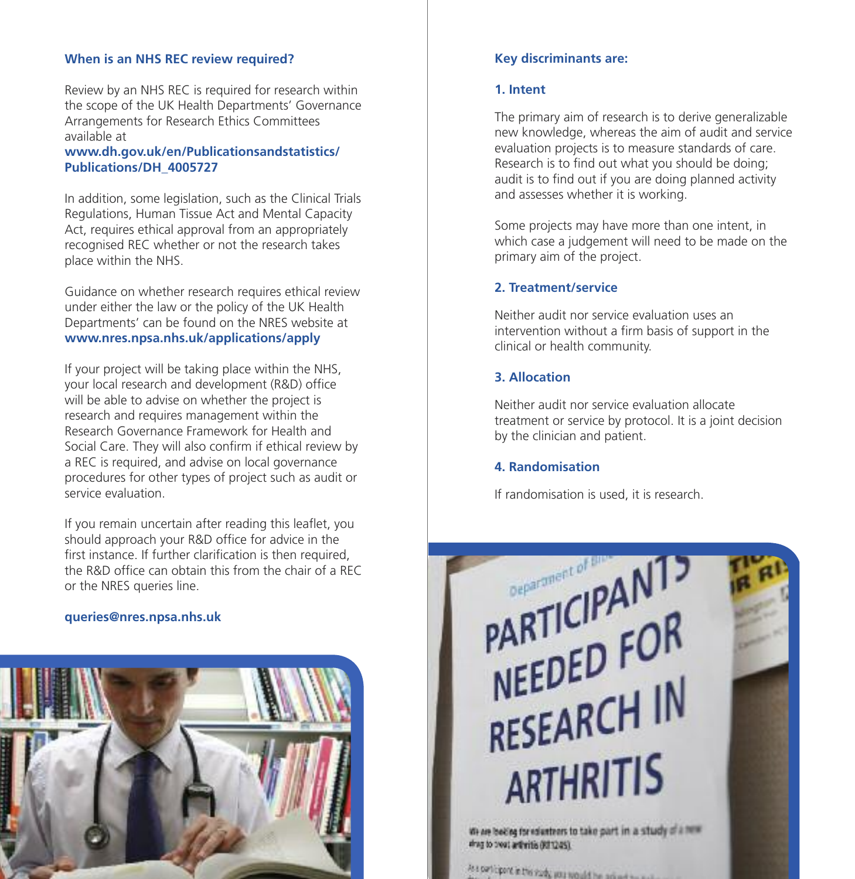### When is an NHS REC review required?

Review by an NHS REC is required for research within the scope of the UK Health Departments' Governance Arrangements for Research Ethics Committees available at **www.dh.gov.uk/en/Publicationsandstatistics/Publications/DH_4005727**

In addition, some legislation, such as the Clinical Trials Regulations, Human Tissue Act and Mental Capacity Act, requires ethical approval from an appropriately recognised REC whether or not the research takes place within the NHS.

Guidance on whether research requires ethical review under either the law or the policy of the UK Health Departments' can be found on the NRES website at **www.nres.npsa.nhs.uk/applications/apply**

If your project will be taking place within the NHS, your local research and development (R&D) office will be able to advise on whether the project is research and requires management within the Research Governance Framework for Health and Social Care. They will also confirm if ethical review by a REC is required, and advise on local governance procedures for other types of project such as audit or service evaluation.

If you remain uncertain after reading this leaflet, you should approach your R&D office for advice in the first instance. If further clarification is then required, the R&D office can obtain this from the chair of a REC or the NRES queries line.

**queries@nres.npsa.nhs.uk**

### Key discriminants are:

#### 1. Intent

The primary aim of research is to derive generalizable new knowledge, whereas the aim of audit and service evaluation projects is to measure standards of care. Research is to find out what you should be doing; audit is to find out if you are doing planned activity and assesses whether it is working.

Some projects may have more than one intent, in which case a judgement will need to be made on the primary aim of the project.

#### 2. Treatment/service

Neither audit nor service evaluation uses an intervention without a firm basis of support in the clinical or health community.

#### 3. Allocation

Neither audit nor service evaluation allocate treatment or service by protocol. It is a joint decision by the clinician and patient.

#### 4. Randomisation

If randomisation is used, it is research.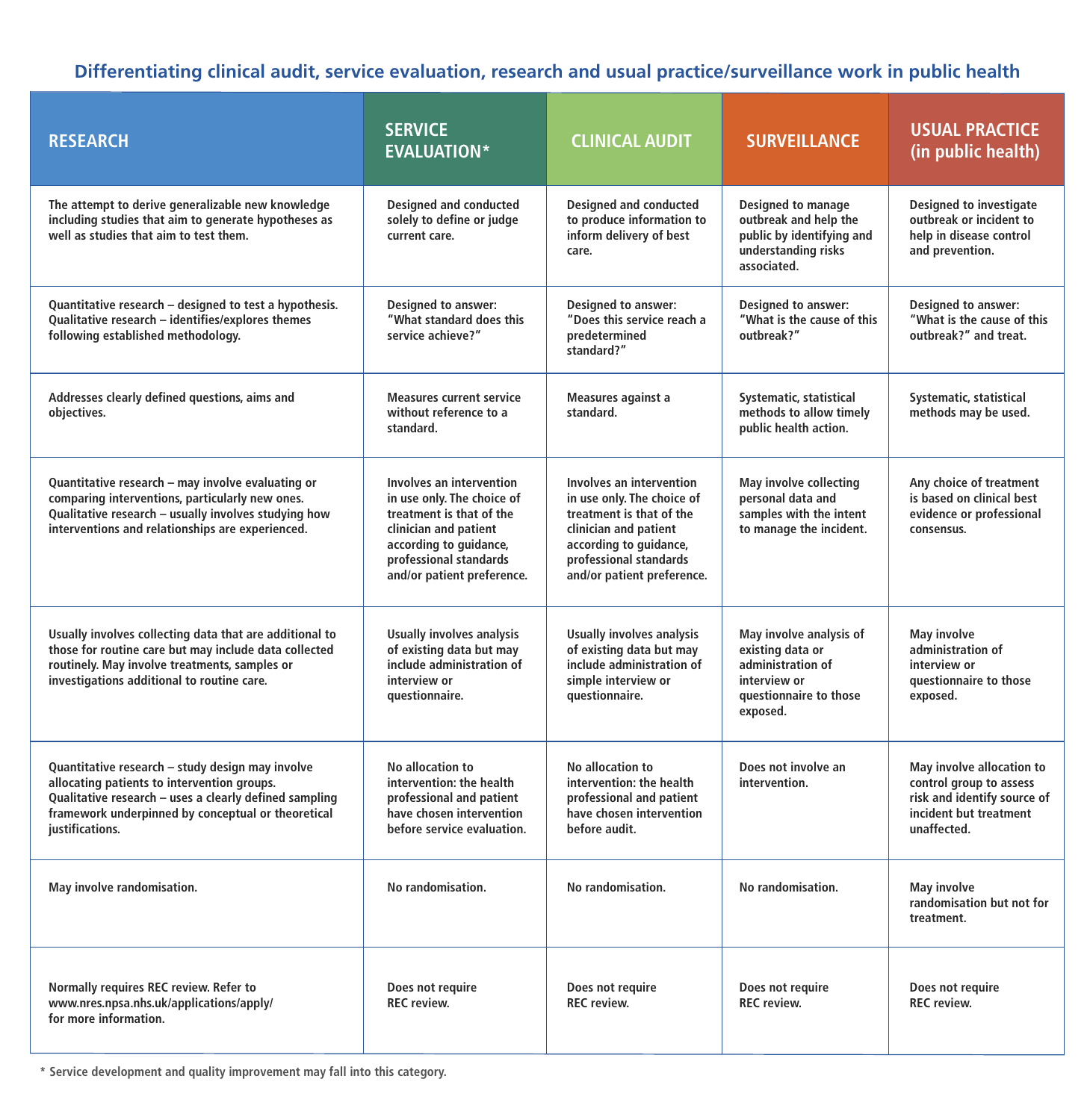## Differentiating clinical audit, service evaluation, research and usual practice/surveillance work in public health

| RESEARCH | SERVICE EVALUATION* | CLINICAL AUDIT | SURVEILLANCE | USUAL PRACTICE (in public health) |
|---|---|---|---|---|
| The attempt to derive generalizable new knowledge including studies that aim to generate hypotheses as well as studies that aim to test them. | Designed and conducted solely to define or judge current care. | Designed and conducted to produce information to inform delivery of best care. | Designed to manage outbreak and help the public by identifying and understanding risks associated. | Designed to investigate outbreak or incident to help in disease control and prevention. |
| Quantitative research – designed to test a hypothesis. Qualitative research – identifies/explores themes following established methodology. | Designed to answer: "What standard does this service achieve?" | Designed to answer: "Does this service reach a predetermined standard?" | Designed to answer: "What is the cause of this outbreak?" | Designed to answer: "What is the cause of this outbreak?" and treat. |
| Addresses clearly defined questions, aims and objectives. | Measures current service without reference to a standard. | Measures against a standard. | Systematic, statistical methods to allow timely public health action. | Systematic, statistical methods may be used. |
| Quantitative research – may involve evaluating or comparing interventions, particularly new ones. Qualitative research – usually involves studying how interventions and relationships are experienced. | Involves an intervention in use only. The choice of treatment is that of the clinician and patient according to guidance, professional standards and/or patient preference. | Involves an intervention in use only. The choice of treatment is that of the clinician and patient according to guidance, professional standards and/or patient preference. | May involve collecting personal data and samples with the intent to manage the incident. | Any choice of treatment is based on clinical best evidence or professional consensus. |
| Usually involves collecting data that are additional to those for routine care but may include data collected routinely. May involve treatments, samples or investigations additional to routine care. | Usually involves analysis of existing data but may include administration of interview or questionnaire. | Usually involves analysis of existing data but may include administration of simple interview or questionnaire. | May involve analysis of existing data or administration of interview or questionnaire to those exposed. | May involve administration of interview or questionnaire to those exposed. |
| Quantitative research – study design may involve allocating patients to intervention groups. Qualitative research – uses a clearly defined sampling framework underpinned by conceptual or theoretical justifications. | No allocation to intervention: the health professional and patient have chosen intervention before service evaluation. | No allocation to intervention: the health professional and patient have chosen intervention before audit. | Does not involve an intervention. | May involve allocation to control group to assess risk and identify source of incident but treatment unaffected. |
| May involve randomisation. | No randomisation. | No randomisation. | No randomisation. | May involve randomisation but not for treatment. |
| Normally requires REC review. Refer to www.nres.npsa.nhs.uk/applications/apply/ for more information. | Does not require REC review. | Does not require REC review. | Does not require REC review. | Does not require REC review. |

\* Service development and quality improvement may fall into this category.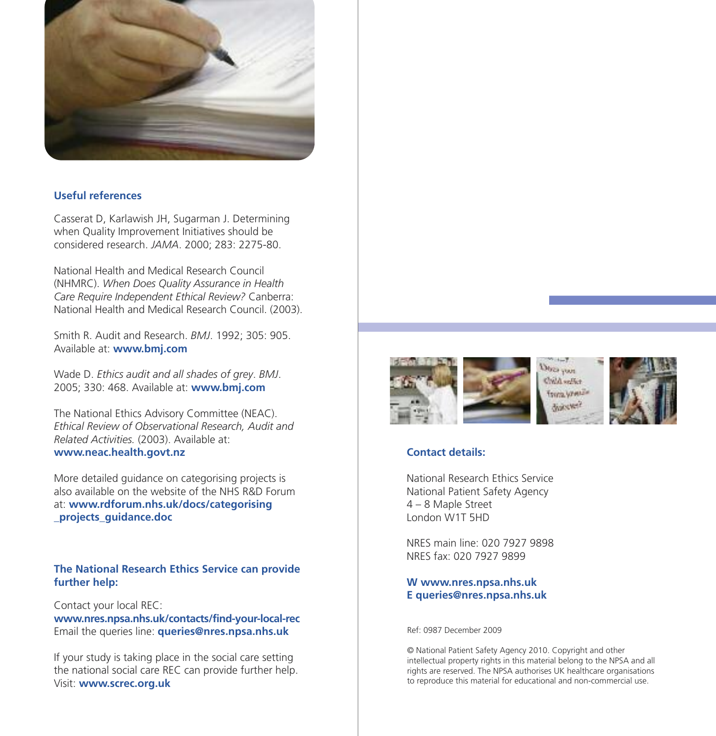## Useful references

Casserat D, Karlawish JH, Sugarman J. Determining when Quality Improvement Initiatives should be considered research. *JAMA*. 2000; 283: 2275-80.

National Health and Medical Research Council (NHMRC). *When Does Quality Assurance in Health Care Require Independent Ethical Review?* Canberra: National Health and Medical Research Council. (2003).

Smith R. Audit and Research. *BMJ*. 1992; 305: 905. Available at: **www.bmj.com**

Wade D. *Ethics audit and all shades of grey*. *BMJ*. 2005; 330: 468. Available at: **www.bmj.com**

The National Ethics Advisory Committee (NEAC). *Ethical Review of Observational Research, Audit and Related Activities.* (2003). Available at: **www.neac.health.govt.nz**

More detailed guidance on categorising projects is also available on the website of the NHS R&D Forum at: **www.rdforum.nhs.uk/docs/categorising_projects_guidance.doc**

### The National Research Ethics Service can provide further help:

Contact your local REC:
**www.nres.npsa.nhs.uk/contacts/find-your-local-rec**
Email the queries line: **queries@nres.npsa.nhs.uk**

If your study is taking place in the social care setting the national social care REC can provide further help. Visit: **www.screc.org.uk**

### Contact details:

National Research Ethics Service
National Patient Safety Agency
4 – 8 Maple Street
London W1T 5HD

NRES main line: 020 7927 9898
NRES fax: 020 7927 9899

**W www.nres.npsa.nhs.uk**
**E queries@nres.npsa.nhs.uk**

Ref: 0987 December 2009

© National Patient Safety Agency 2010. Copyright and other intellectual property rights in this material belong to the NPSA and all rights are reserved. The NPSA authorises UK healthcare organisations to reproduce this material for educational and non-commercial use.